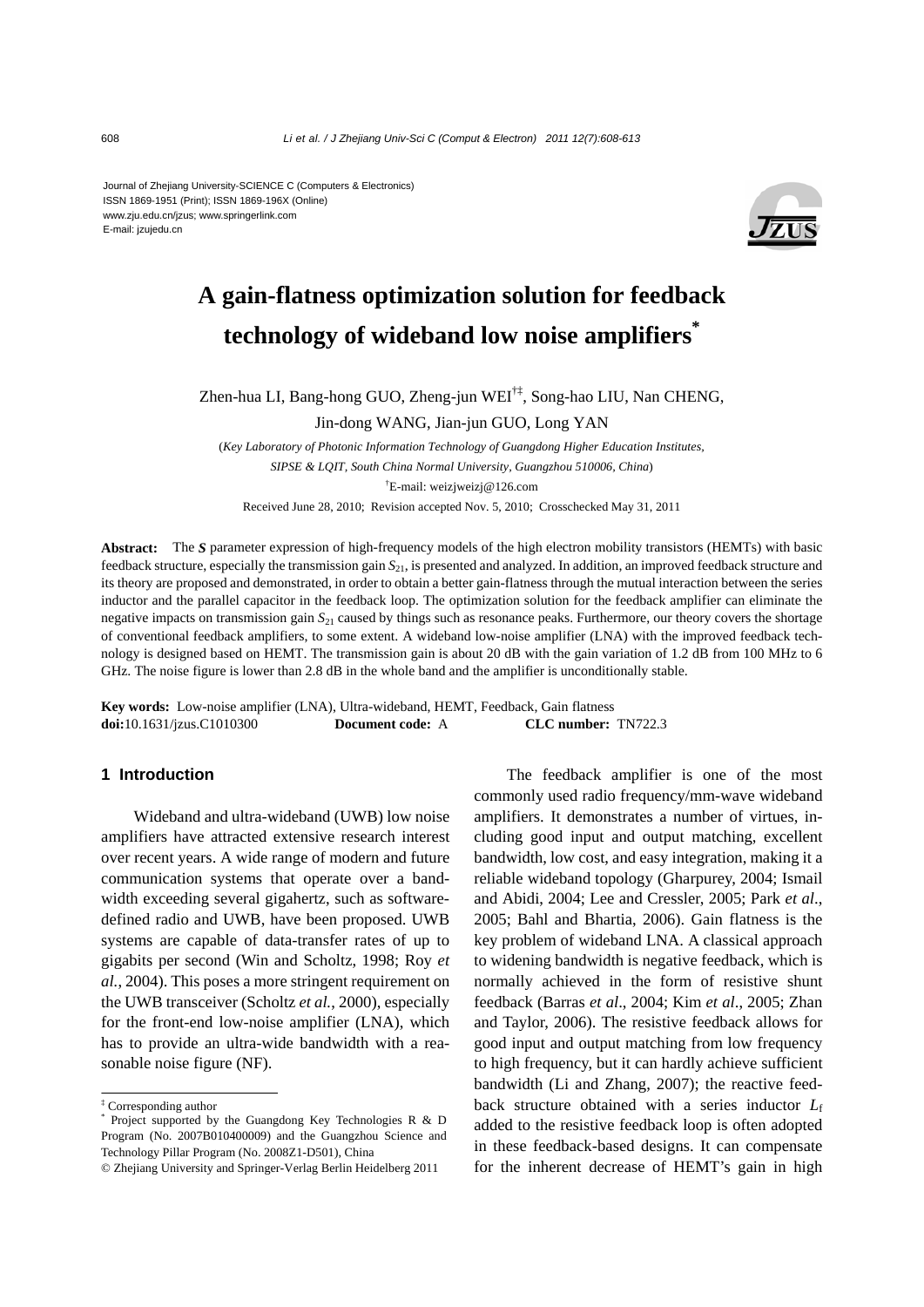Journal of Zhejiang University-SCIENCE C (Computers & Electronics)
ISSN 1869-1951 (Print); ISSN 1869-196X (Online)
www.zju.edu.cn/jzus; www.springerlink.com
E-mail: jzus@zju.edu.cn

# A gain-flatness optimization solution for feedback technology of wideband low noise amplifiers*

Zhen-hua LI, Bang-hong GUO, Zheng-jun WEI[†‡], Song-hao LIU, Nan CHENG, Jin-dong WANG, Jian-jun GUO, Long YAN

(*Key Laboratory of Photonic Information Technology of Guangdong Higher Education Institutes, SIPSE & LQIT, South China Normal University, Guangzhou 510006, China*)

[†]E-mail: weizjweizj@126.com

Received June 28, 2010; Revision accepted Nov. 5, 2010; Crosschecked May 31, 2011

**Abstract:** The ***S*** parameter expression of high-frequency models of the high electron mobility transistors (HEMTs) with basic feedback structure, especially the transmission gain $S_{21}$, is presented and analyzed. In addition, an improved feedback structure and its theory are proposed and demonstrated, in order to obtain a better gain-flatness through the mutual interaction between the series inductor and the parallel capacitor in the feedback loop. The optimization solution for the feedback amplifier can eliminate the negative impacts on transmission gain $S_{21}$ caused by things such as resonance peaks. Furthermore, our theory covers the shortage of conventional feedback amplifiers, to some extent. A wideband low-noise amplifier (LNA) with the improved feedback technology is designed based on HEMT. The transmission gain is about 20 dB with the gain variation of 1.2 dB from 100 MHz to 6 GHz. The noise figure is lower than 2.8 dB in the whole band and the amplifier is unconditionally stable.

**Key words:** Low-noise amplifier (LNA), Ultra-wideband, HEMT, Feedback, Gain flatness
**doi:**10.1631/jzus.C1010300 **Document code:** A **CLC number:** TN722.3

## 1 Introduction

Wideband and ultra-wideband (UWB) low noise amplifiers have attracted extensive research interest over recent years. A wide range of modern and future communication systems that operate over a bandwidth exceeding several gigahertz, such as software-defined radio and UWB, have been proposed. UWB systems are capable of data-transfer rates of up to gigabits per second (Win and Scholtz, 1998; Roy *et al.*, 2004). This poses a more stringent requirement on the UWB transceiver (Scholtz *et al.*, 2000), especially for the front-end low-noise amplifier (LNA), which has to provide an ultra-wide bandwidth with a reasonable noise figure (NF).

The feedback amplifier is one of the most commonly used radio frequency/mm-wave wideband amplifiers. It demonstrates a number of virtues, including good input and output matching, excellent bandwidth, low cost, and easy integration, making it a reliable wideband topology (Gharpurey, 2004; Ismail and Abidi, 2004; Lee and Cressler, 2005; Park *et al*., 2005; Bahl and Bhartia, 2006). Gain flatness is the key problem of wideband LNA. A classical approach to widening bandwidth is negative feedback, which is normally achieved in the form of resistive shunt feedback (Barras *et al*., 2004; Kim *et al*., 2005; Zhan and Taylor, 2006). The resistive feedback allows for good input and output matching from low frequency to high frequency, but it can hardly achieve sufficient bandwidth (Li and Zhang, 2007); the reactive feedback structure obtained with a series inductor $L_f$ added to the resistive feedback loop is often adopted in these feedback-based designs. It can compensate for the inherent decrease of HEMT's gain in high

[‡] Corresponding author

[*] Project supported by the Guangdong Key Technologies R & D Program (No. 2007B010400009) and the Guangzhou Science and Technology Pillar Program (No. 2008Z1-D501), China

© Zhejiang University and Springer-Verlag Berlin Heidelberg 2011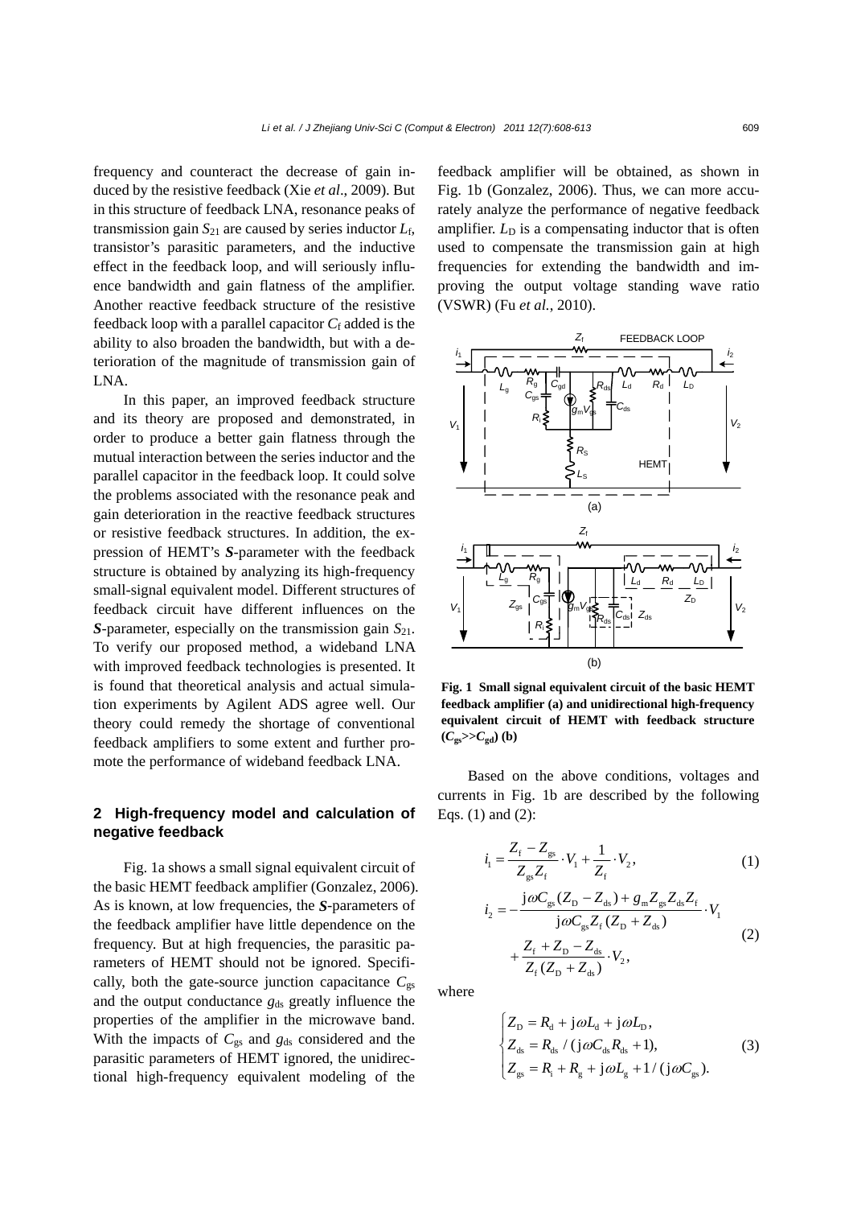frequency and counteract the decrease of gain induced by the resistive feedback (Xie *et al*., 2009). But in this structure of feedback LNA, resonance peaks of transmission gain $S_{21}$ are caused by series inductor $L_f$, transistor's parasitic parameters, and the inductive effect in the feedback loop, and will seriously influence bandwidth and gain flatness of the amplifier. Another reactive feedback structure of the resistive feedback loop with a parallel capacitor $C_f$ added is the ability to also broaden the bandwidth, but with a deterioration of the magnitude of transmission gain of LNA.

In this paper, an improved feedback structure and its theory are proposed and demonstrated, in order to produce a better gain flatness through the mutual interaction between the series inductor and the parallel capacitor in the feedback loop. It could solve the problems associated with the resonance peak and gain deterioration in the reactive feedback structures or resistive feedback structures. In addition, the expression of HEMT's ***S***-parameter with the feedback structure is obtained by analyzing its high-frequency small-signal equivalent model. Different structures of feedback circuit have different influences on the ***S***-parameter, especially on the transmission gain $S_{21}$. To verify our proposed method, a wideband LNA with improved feedback technologies is presented. It is found that theoretical analysis and actual simulation experiments by Agilent ADS agree well. Our theory could remedy the shortage of conventional feedback amplifiers to some extent and further promote the performance of wideband feedback LNA.

## 2 High-frequency model and calculation of negative feedback

Fig. 1a shows a small signal equivalent circuit of the basic HEMT feedback amplifier (Gonzalez, 2006). As is known, at low frequencies, the ***S***-parameters of the feedback amplifier have little dependence on the frequency. But at high frequencies, the parasitic parameters of HEMT should not be ignored. Specifically, both the gate-source junction capacitance $C_{gs}$ and the output conductance $g_{ds}$ greatly influence the properties of the amplifier in the microwave band. With the impacts of $C_{gs}$ and $g_{ds}$ considered and the parasitic parameters of HEMT ignored, the unidirectional high-frequency equivalent modeling of the feedback amplifier will be obtained, as shown in Fig. 1b (Gonzalez, 2006). Thus, we can more accurately analyze the performance of negative feedback amplifier. $L_D$ is a compensating inductor that is often used to compensate the transmission gain at high frequencies for extending the bandwidth and improving the output voltage standing wave ratio (VSWR) (Fu *et al.*, 2010).

**Fig. 1 Small signal equivalent circuit of the basic HEMT feedback amplifier (a) and unidirectional high-frequency equivalent circuit of HEMT with feedback structure ($C_{gs}$>>$C_{gd}$) (b)**

Based on the above conditions, voltages and currents in Fig. 1b are described by the following Eqs. (1) and (2):

$$i_1 = \frac{Z_f - Z_{gs}}{Z_{gs} Z_f} \cdot V_1 + \frac{1}{Z_f} \cdot V_2, \tag{1}$$

$$i_2 = -\frac{j\omega C_{gs}(Z_D - Z_{ds}) + g_m Z_{gs} Z_{ds} Z_f}{j\omega C_{gs} Z_f (Z_D + Z_{ds})} \cdot V_1 + \frac{Z_f + Z_D - Z_{ds}}{Z_f (Z_D + Z_{ds})} \cdot V_2, \tag{2}$$

where

$$\begin{cases} Z_D = R_d + j\omega L_d + j\omega L_D, \\ Z_{ds} = R_{ds} / (j\omega C_{ds} R_{ds} + 1), \\ Z_{gs} = R_i + R_g + j\omega L_g + 1/(j\omega C_{gs}). \end{cases} \tag{3}$$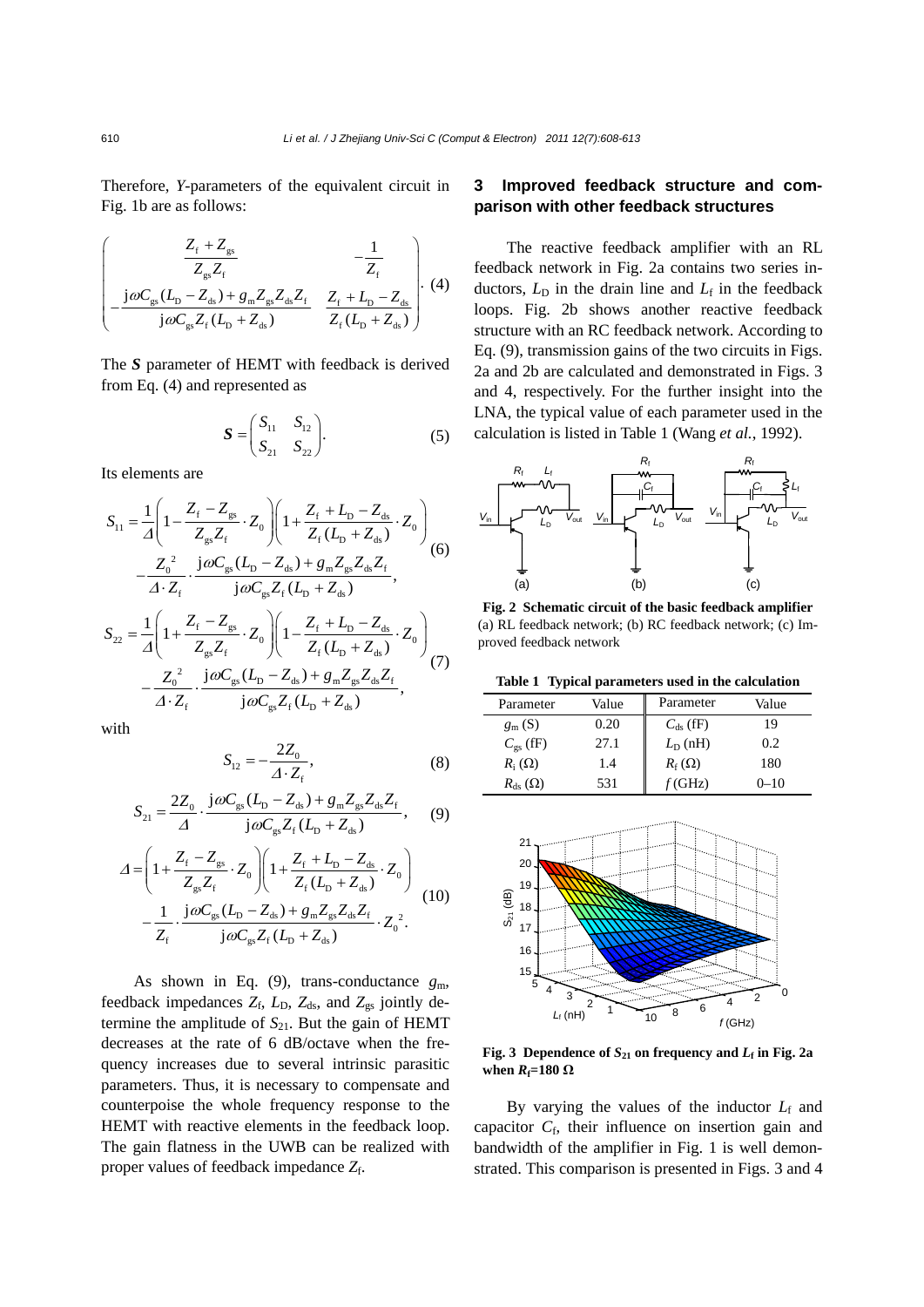Therefore, *Y*-parameters of the equivalent circuit in Fig. 1b are as follows:

$$\begin{pmatrix} \dfrac{Z_\mathrm{f}+Z_\mathrm{gs}}{Z_\mathrm{gs}Z_\mathrm{f}} & -\dfrac{1}{Z_\mathrm{f}} \\ -\dfrac{\mathrm{j}\omega C_\mathrm{gs}(L_\mathrm{D}-Z_\mathrm{ds})+g_\mathrm{m}Z_\mathrm{gs}Z_\mathrm{ds}Z_\mathrm{f}}{\mathrm{j}\omega C_\mathrm{gs}Z_\mathrm{f}(L_\mathrm{D}+Z_\mathrm{ds})} & \dfrac{Z_\mathrm{f}+L_\mathrm{D}-Z_\mathrm{ds}}{Z_\mathrm{f}(L_\mathrm{D}+Z_\mathrm{ds})} \end{pmatrix}. \quad (4)$$

The ***S*** parameter of HEMT with feedback is derived from Eq. (4) and represented as

$$\boldsymbol{S}=\begin{pmatrix} S_{11} & S_{12} \\ S_{21} & S_{22} \end{pmatrix}. \quad (5)$$

Its elements are

$$S_{11}=\frac{1}{\Delta}\left(1-\frac{Z_\mathrm{f}-Z_\mathrm{gs}}{Z_\mathrm{gs}Z_\mathrm{f}}\cdot Z_0\right)\left(1+\frac{Z_\mathrm{f}+L_\mathrm{D}-Z_\mathrm{ds}}{Z_\mathrm{f}(L_\mathrm{D}+Z_\mathrm{ds})}\cdot Z_0\right) - \frac{Z_0^{\,2}}{\Delta\cdot Z_\mathrm{f}}\cdot\frac{\mathrm{j}\omega C_\mathrm{gs}(L_\mathrm{D}-Z_\mathrm{ds})+g_\mathrm{m}Z_\mathrm{gs}Z_\mathrm{ds}Z_\mathrm{f}}{\mathrm{j}\omega C_\mathrm{gs}Z_\mathrm{f}(L_\mathrm{D}+Z_\mathrm{ds})}, \quad (6)$$

$$S_{22}=\frac{1}{\Delta}\left(1+\frac{Z_\mathrm{f}-Z_\mathrm{gs}}{Z_\mathrm{gs}Z_\mathrm{f}}\cdot Z_0\right)\left(1-\frac{Z_\mathrm{f}+L_\mathrm{D}-Z_\mathrm{ds}}{Z_\mathrm{f}(L_\mathrm{D}+Z_\mathrm{ds})}\cdot Z_0\right) - \frac{Z_0^{\,2}}{\Delta\cdot Z_\mathrm{f}}\cdot\frac{\mathrm{j}\omega C_\mathrm{gs}(L_\mathrm{D}-Z_\mathrm{ds})+g_\mathrm{m}Z_\mathrm{gs}Z_\mathrm{ds}Z_\mathrm{f}}{\mathrm{j}\omega C_\mathrm{gs}Z_\mathrm{f}(L_\mathrm{D}+Z_\mathrm{ds})}, \quad (7)$$

with

$$S_{12}=-\frac{2Z_0}{\Delta\cdot Z_\mathrm{f}}, \quad (8)$$

$$S_{21}=\frac{2Z_0}{\Delta}\cdot\frac{\mathrm{j}\omega C_\mathrm{gs}(L_\mathrm{D}-Z_\mathrm{ds})+g_\mathrm{m}Z_\mathrm{gs}Z_\mathrm{ds}Z_\mathrm{f}}{\mathrm{j}\omega C_\mathrm{gs}Z_\mathrm{f}(L_\mathrm{D}+Z_\mathrm{ds})}, \quad (9)$$

$$\Delta=\left(1+\frac{Z_\mathrm{f}-Z_\mathrm{gs}}{Z_\mathrm{gs}Z_\mathrm{f}}\cdot Z_0\right)\left(1+\frac{Z_\mathrm{f}+L_\mathrm{D}-Z_\mathrm{ds}}{Z_\mathrm{f}(L_\mathrm{D}+Z_\mathrm{ds})}\cdot Z_0\right) - \frac{1}{Z_\mathrm{f}}\cdot\frac{\mathrm{j}\omega C_\mathrm{gs}(L_\mathrm{D}-Z_\mathrm{ds})+g_\mathrm{m}Z_\mathrm{gs}Z_\mathrm{ds}Z_\mathrm{f}}{\mathrm{j}\omega C_\mathrm{gs}Z_\mathrm{f}(L_\mathrm{D}+Z_\mathrm{ds})}\cdot Z_0^{\,2}. \quad (10)$$

As shown in Eq. (9), trans-conductance $g_\mathrm{m}$, feedback impedances $Z_\mathrm{f}$, $L_\mathrm{D}$, $Z_\mathrm{ds}$, and $Z_\mathrm{gs}$ jointly determine the amplitude of $S_{21}$. But the gain of HEMT decreases at the rate of 6 dB/octave when the frequency increases due to several intrinsic parasitic parameters. Thus, it is necessary to compensate and counterpoise the whole frequency response to the HEMT with reactive elements in the feedback loop. The gain flatness in the UWB can be realized with proper values of feedback impedance $Z_\mathrm{f}$.

## 3 Improved feedback structure and comparison with other feedback structures

The reactive feedback amplifier with an RL feedback network in Fig. 2a contains two series inductors, $L_\mathrm{D}$ in the drain line and $L_\mathrm{f}$ in the feedback loops. Fig. 2b shows another reactive feedback structure with an RC feedback network. According to Eq. (9), transmission gains of the two circuits in Figs. 2a and 2b are calculated and demonstrated in Figs. 3 and 4, respectively. For the further insight into the LNA, the typical value of each parameter used in the calculation is listed in Table 1 (Wang *et al.*, 1992).

**Fig. 2 Schematic circuit of the basic feedback amplifier**
(a) RL feedback network; (b) RC feedback network; (c) Improved feedback network

**Table 1 Typical parameters used in the calculation**

| Parameter | Value | Parameter | Value |
|---|---|---|---|
| $g_\mathrm{m}$ (S) | 0.20 | $C_\mathrm{ds}$ (fF) | 19 |
| $C_\mathrm{gs}$ (fF) | 27.1 | $L_\mathrm{D}$ (nH) | 0.2 |
| $R_\mathrm{i}$ (Ω) | 1.4 | $R_\mathrm{f}$ (Ω) | 180 |
| $R_\mathrm{ds}$ (Ω) | 531 | $f$ (GHz) | 0–10 |

**Fig. 3 Dependence of $S_{21}$ on frequency and $L_\mathrm{f}$ in Fig. 2a when $R_\mathrm{f}$=180 Ω**

By varying the values of the inductor $L_\mathrm{f}$ and capacitor $C_\mathrm{f}$, their influence on insertion gain and bandwidth of the amplifier in Fig. 1 is well demonstrated. This comparison is presented in Figs. 3 and 4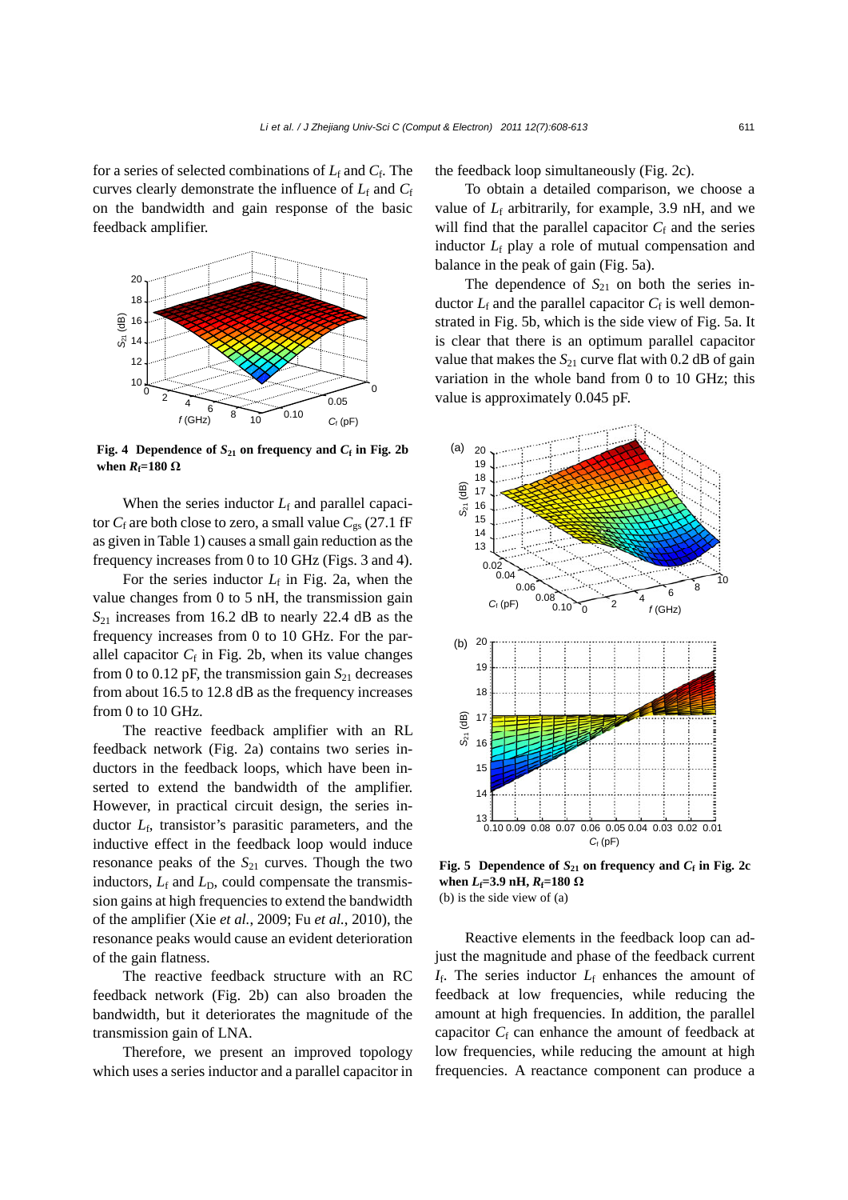for a series of selected combinations of $L_f$ and $C_f$. The curves clearly demonstrate the influence of $L_f$ and $C_f$ on the bandwidth and gain response of the basic feedback amplifier.

**Fig. 4 Dependence of $S_{21}$ on frequency and $C_f$ in Fig. 2b when $R_f$=180 Ω**

When the series inductor $L_f$ and parallel capacitor $C_f$ are both close to zero, a small value $C_{gs}$ (27.1 fF as given in Table 1) causes a small gain reduction as the frequency increases from 0 to 10 GHz (Figs. 3 and 4).

For the series inductor $L_f$ in Fig. 2a, when the value changes from 0 to 5 nH, the transmission gain $S_{21}$ increases from 16.2 dB to nearly 22.4 dB as the frequency increases from 0 to 10 GHz. For the parallel capacitor $C_f$ in Fig. 2b, when its value changes from 0 to 0.12 pF, the transmission gain $S_{21}$ decreases from about 16.5 to 12.8 dB as the frequency increases from 0 to 10 GHz.

The reactive feedback amplifier with an RL feedback network (Fig. 2a) contains two series inductors in the feedback loops, which have been inserted to extend the bandwidth of the amplifier. However, in practical circuit design, the series inductor $L_f$, transistor's parasitic parameters, and the inductive effect in the feedback loop would induce resonance peaks of the $S_{21}$ curves. Though the two inductors, $L_f$ and $L_D$, could compensate the transmission gains at high frequencies to extend the bandwidth of the amplifier (Xie *et al.*, 2009; Fu *et al.*, 2010), the resonance peaks would cause an evident deterioration of the gain flatness.

The reactive feedback structure with an RC feedback network (Fig. 2b) can also broaden the bandwidth, but it deteriorates the magnitude of the transmission gain of LNA.

Therefore, we present an improved topology which uses a series inductor and a parallel capacitor in the feedback loop simultaneously (Fig. 2c).

To obtain a detailed comparison, we choose a value of $L_f$ arbitrarily, for example, 3.9 nH, and we will find that the parallel capacitor $C_f$ and the series inductor $L_f$ play a role of mutual compensation and balance in the peak of gain (Fig. 5a).

The dependence of $S_{21}$ on both the series inductor $L_f$ and the parallel capacitor $C_f$ is well demonstrated in Fig. 5b, which is the side view of Fig. 5a. It is clear that there is an optimum parallel capacitor value that makes the $S_{21}$ curve flat with 0.2 dB of gain variation in the whole band from 0 to 10 GHz; this value is approximately 0.045 pF.

**Fig. 5 Dependence of $S_{21}$ on frequency and $C_f$ in Fig. 2c when $L_f$=3.9 nH, $R_f$=180 Ω**
(b) is the side view of (a)

Reactive elements in the feedback loop can adjust the magnitude and phase of the feedback current $I_f$. The series inductor $L_f$ enhances the amount of feedback at low frequencies, while reducing the amount at high frequencies. In addition, the parallel capacitor $C_f$ can enhance the amount of feedback at low frequencies, while reducing the amount at high frequencies. A reactance component can produce a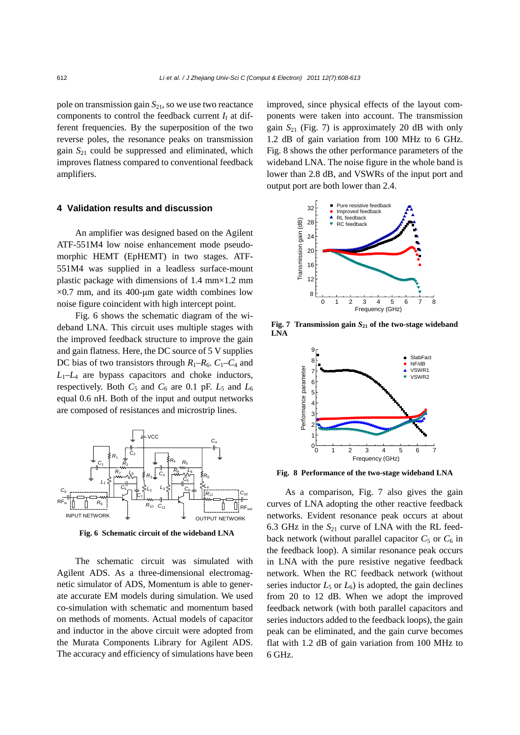pole on transmission gain $S_{21}$, so we use two reactance components to control the feedback current $I_f$ at different frequencies. By the superposition of the two reverse poles, the resonance peaks on transmission gain $S_{21}$ could be suppressed and eliminated, which improves flatness compared to conventional feedback amplifiers.

## 4 Validation results and discussion

An amplifier was designed based on the Agilent ATF-551M4 low noise enhancement mode pseudomorphic HEMT (EpHEMT) in two stages. ATF-551M4 was supplied in a leadless surface-mount plastic package with dimensions of 1.4 mm×1.2 mm ×0.7 mm, and its 400-μm gate width combines low noise figure coincident with high intercept point.

Fig. 6 shows the schematic diagram of the wideband LNA. This circuit uses multiple stages with the improved feedback structure to improve the gain and gain flatness. Here, the DC source of 5 V supplies DC bias of two transistors through $R_1$–$R_6$. $C_1$–$C_4$ and $L_1$–$L_4$ are bypass capacitors and choke inductors, respectively. Both $C_5$ and $C_6$ are 0.1 pF. $L_5$ and $L_6$ equal 0.6 nH. Both of the input and output networks are composed of resistances and microstrip lines.

**Fig. 6 Schematic circuit of the wideband LNA**

The schematic circuit was simulated with Agilent ADS. As a three-dimensional electromagnetic simulator of ADS, Momentum is able to generate accurate EM models during simulation. We used co-simulation with schematic and momentum based on methods of moments. Actual models of capacitor and inductor in the above circuit were adopted from the Murata Components Library for Agilent ADS. The accuracy and efficiency of simulations have been improved, since physical effects of the layout components were taken into account. The transmission gain $S_{21}$ (Fig. 7) is approximately 20 dB with only 1.2 dB of gain variation from 100 MHz to 6 GHz. Fig. 8 shows the other performance parameters of the wideband LNA. The noise figure in the whole band is lower than 2.8 dB, and VSWRs of the input port and output port are both lower than 2.4.

**Fig. 7 Transmission gain $S_{21}$ of the two-stage wideband LNA**

**Fig. 8 Performance of the two-stage wideband LNA**

As a comparison, Fig. 7 also gives the gain curves of LNA adopting the other reactive feedback networks. Evident resonance peak occurs at about 6.3 GHz in the $S_{21}$ curve of LNA with the RL feedback network (without parallel capacitor $C_5$ or $C_6$ in the feedback loop). A similar resonance peak occurs in LNA with the pure resistive negative feedback network. When the RC feedback network (without series inductor $L_5$ or $L_6$) is adopted, the gain declines from 20 to 12 dB. When we adopt the improved feedback network (with both parallel capacitors and series inductors added to the feedback loops), the gain peak can be eliminated, and the gain curve becomes flat with 1.2 dB of gain variation from 100 MHz to 6 GHz.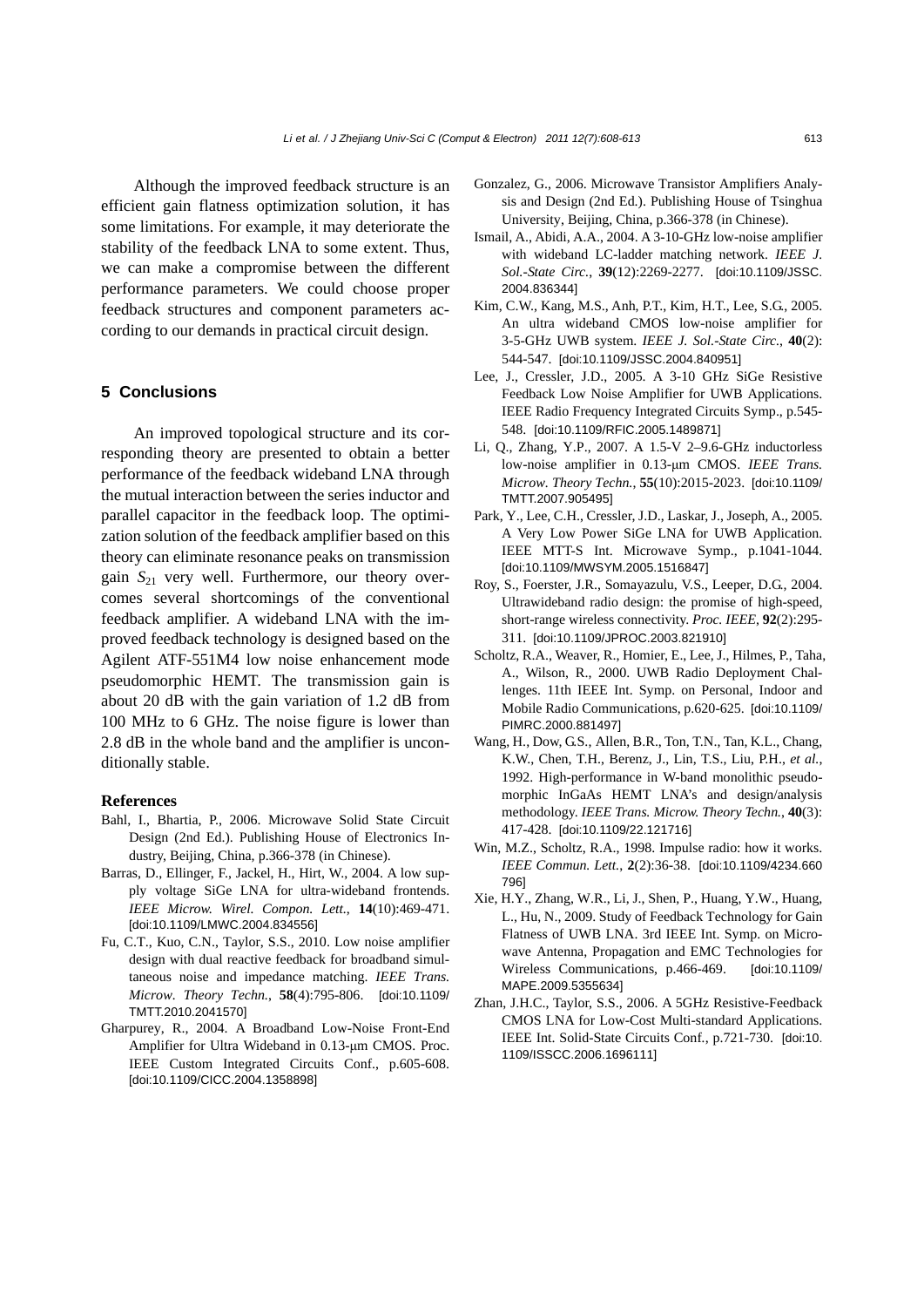Although the improved feedback structure is an efficient gain flatness optimization solution, it has some limitations. For example, it may deteriorate the stability of the feedback LNA to some extent. Thus, we can make a compromise between the different performance parameters. We could choose proper feedback structures and component parameters according to our demands in practical circuit design.

## 5 Conclusions

An improved topological structure and its corresponding theory are presented to obtain a better performance of the feedback wideband LNA through the mutual interaction between the series inductor and parallel capacitor in the feedback loop. The optimization solution of the feedback amplifier based on this theory can eliminate resonance peaks on transmission gain $S_{21}$ very well. Furthermore, our theory overcomes several shortcomings of the conventional feedback amplifier. A wideband LNA with the improved feedback technology is designed based on the Agilent ATF-551M4 low noise enhancement mode pseudomorphic HEMT. The transmission gain is about 20 dB with the gain variation of 1.2 dB from 100 MHz to 6 GHz. The noise figure is lower than 2.8 dB in the whole band and the amplifier is unconditionally stable.

**References**

Bahl, I., Bhartia, P., 2006. Microwave Solid State Circuit Design (2nd Ed.). Publishing House of Electronics Industry, Beijing, China, p.366-378 (in Chinese).

Barras, D., Ellinger, F., Jackel, H., Hirt, W., 2004. A low supply voltage SiGe LNA for ultra-wideband frontends. *IEEE Microw. Wirel. Compon. Lett.*, **14**(10):469-471. [doi:10.1109/LMWC.2004.834556]

Fu, C.T., Kuo, C.N., Taylor, S.S., 2010. Low noise amplifier design with dual reactive feedback for broadband simultaneous noise and impedance matching. *IEEE Trans. Microw. Theory Techn.*, **58**(4):795-806. [doi:10.1109/TMTT.2010.2041570]

Gharpurey, R., 2004. A Broadband Low-Noise Front-End Amplifier for Ultra Wideband in 0.13-μm CMOS. Proc. IEEE Custom Integrated Circuits Conf., p.605-608. [doi:10.1109/CICC.2004.1358898]

Gonzalez, G., 2006. Microwave Transistor Amplifiers Analysis and Design (2nd Ed.). Publishing House of Tsinghua University, Beijing, China, p.366-378 (in Chinese).

Ismail, A., Abidi, A.A., 2004. A 3-10-GHz low-noise amplifier with wideband LC-ladder matching network. *IEEE J. Sol.-State Circ.*, **39**(12):2269-2277. [doi:10.1109/JSSC.2004.836344]

Kim, C.W., Kang, M.S., Anh, P.T., Kim, H.T., Lee, S.G., 2005. An ultra wideband CMOS low-noise amplifier for 3-5-GHz UWB system. *IEEE J. Sol.-State Circ.*, **40**(2):544-547. [doi:10.1109/JSSC.2004.840951]

Lee, J., Cressler, J.D., 2005. A 3-10 GHz SiGe Resistive Feedback Low Noise Amplifier for UWB Applications. IEEE Radio Frequency Integrated Circuits Symp., p.545-548. [doi:10.1109/RFIC.2005.1489871]

Li, Q., Zhang, Y.P., 2007. A 1.5-V 2–9.6-GHz inductorless low-noise amplifier in 0.13-μm CMOS. *IEEE Trans. Microw. Theory Techn.*, **55**(10):2015-2023. [doi:10.1109/TMTT.2007.905495]

Park, Y., Lee, C.H., Cressler, J.D., Laskar, J., Joseph, A., 2005. A Very Low Power SiGe LNA for UWB Application. IEEE MTT-S Int. Microwave Symp., p.1041-1044. [doi:10.1109/MWSYM.2005.1516847]

Roy, S., Foerster, J.R., Somayazulu, V.S., Leeper, D.G., 2004. Ultrawideband radio design: the promise of high-speed, short-range wireless connectivity. *Proc. IEEE*, **92**(2):295-311. [doi:10.1109/JPROC.2003.821910]

Scholtz, R.A., Weaver, R., Homier, E., Lee, J., Hilmes, P., Taha, A., Wilson, R., 2000. UWB Radio Deployment Challenges. 11th IEEE Int. Symp. on Personal, Indoor and Mobile Radio Communications, p.620-625. [doi:10.1109/PIMRC.2000.881497]

Wang, H., Dow, G.S., Allen, B.R., Ton, T.N., Tan, K.L., Chang, K.W., Chen, T.H., Berenz, J., Lin, T.S., Liu, P.H., *et al.*, 1992. High-performance in W-band monolithic pseudomorphic InGaAs HEMT LNA's and design/analysis methodology. *IEEE Trans. Microw. Theory Techn.*, **40**(3):417-428. [doi:10.1109/22.121716]

Win, M.Z., Scholtz, R.A., 1998. Impulse radio: how it works. *IEEE Commun. Lett.*, **2**(2):36-38. [doi:10.1109/4234.660796]

Xie, H.Y., Zhang, W.R., Li, J., Shen, P., Huang, Y.W., Huang, L., Hu, N., 2009. Study of Feedback Technology for Gain Flatness of UWB LNA. 3rd IEEE Int. Symp. on Microwave Antenna, Propagation and EMC Technologies for Wireless Communications, p.466-469. [doi:10.1109/MAPE.2009.5355634]

Zhan, J.H.C., Taylor, S.S., 2006. A 5GHz Resistive-Feedback CMOS LNA for Low-Cost Multi-standard Applications. IEEE Int. Solid-State Circuits Conf., p.721-730. [doi:10.1109/ISSCC.2006.1696111]